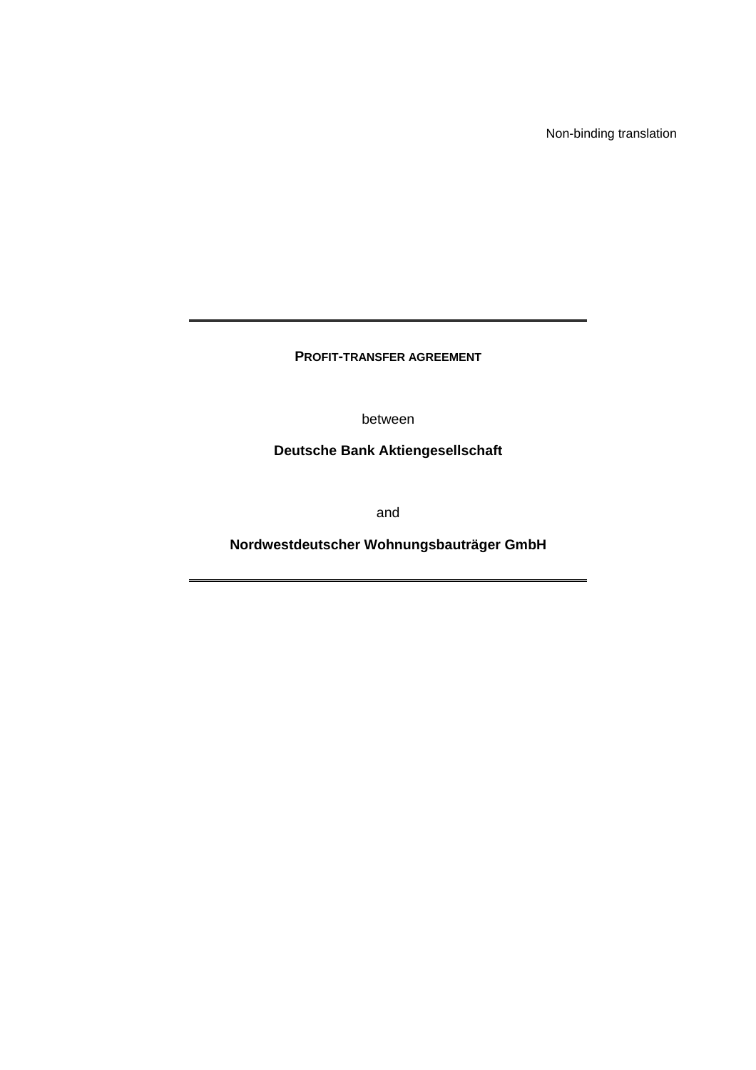Non-binding translation

---

**PROFIT-TRANSFER AGREEMENT**

between

**Deutsche Bank Aktiengesellschaft**

and

**Nordwestdeutscher Wohnungsbauträger GmbH**

---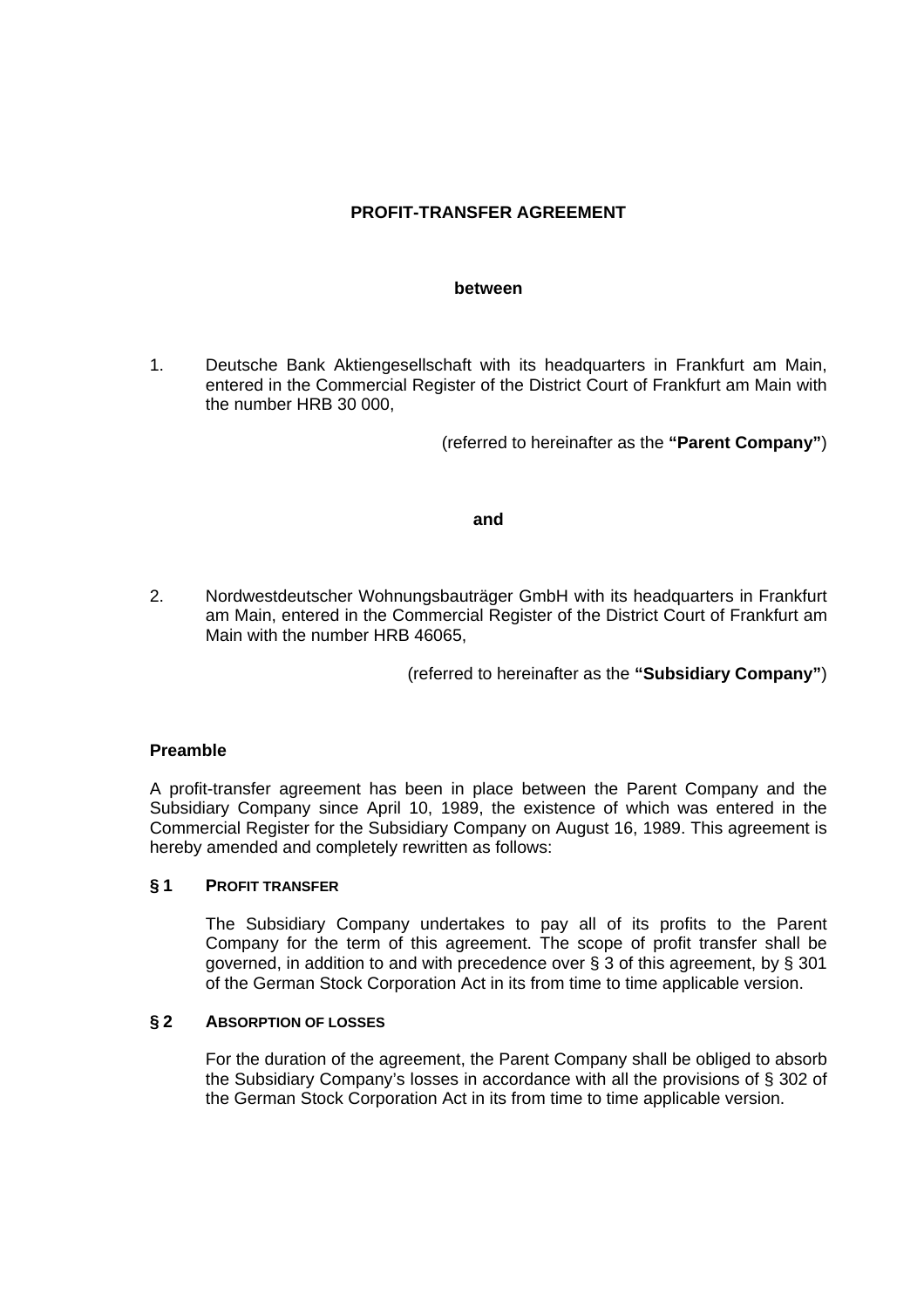**PROFIT-TRANSFER AGREEMENT**

**between**

1. Deutsche Bank Aktiengesellschaft with its headquarters in Frankfurt am Main, entered in the Commercial Register of the District Court of Frankfurt am Main with the number HRB 30 000,

(referred to hereinafter as the **"Parent Company"**)

**and**

2. Nordwestdeutscher Wohnungsbauträger GmbH with its headquarters in Frankfurt am Main, entered in the Commercial Register of the District Court of Frankfurt am Main with the number HRB 46065,

(referred to hereinafter as the **"Subsidiary Company"**)

**Preamble**

A profit-transfer agreement has been in place between the Parent Company and the Subsidiary Company since April 10, 1989, the existence of which was entered in the Commercial Register for the Subsidiary Company on August 16, 1989. This agreement is hereby amended and completely rewritten as follows:

**§ 1 PROFIT TRANSFER**

The Subsidiary Company undertakes to pay all of its profits to the Parent Company for the term of this agreement. The scope of profit transfer shall be governed, in addition to and with precedence over § 3 of this agreement, by § 301 of the German Stock Corporation Act in its from time to time applicable version.

**§ 2 ABSORPTION OF LOSSES**

For the duration of the agreement, the Parent Company shall be obliged to absorb the Subsidiary Company's losses in accordance with all the provisions of § 302 of the German Stock Corporation Act in its from time to time applicable version.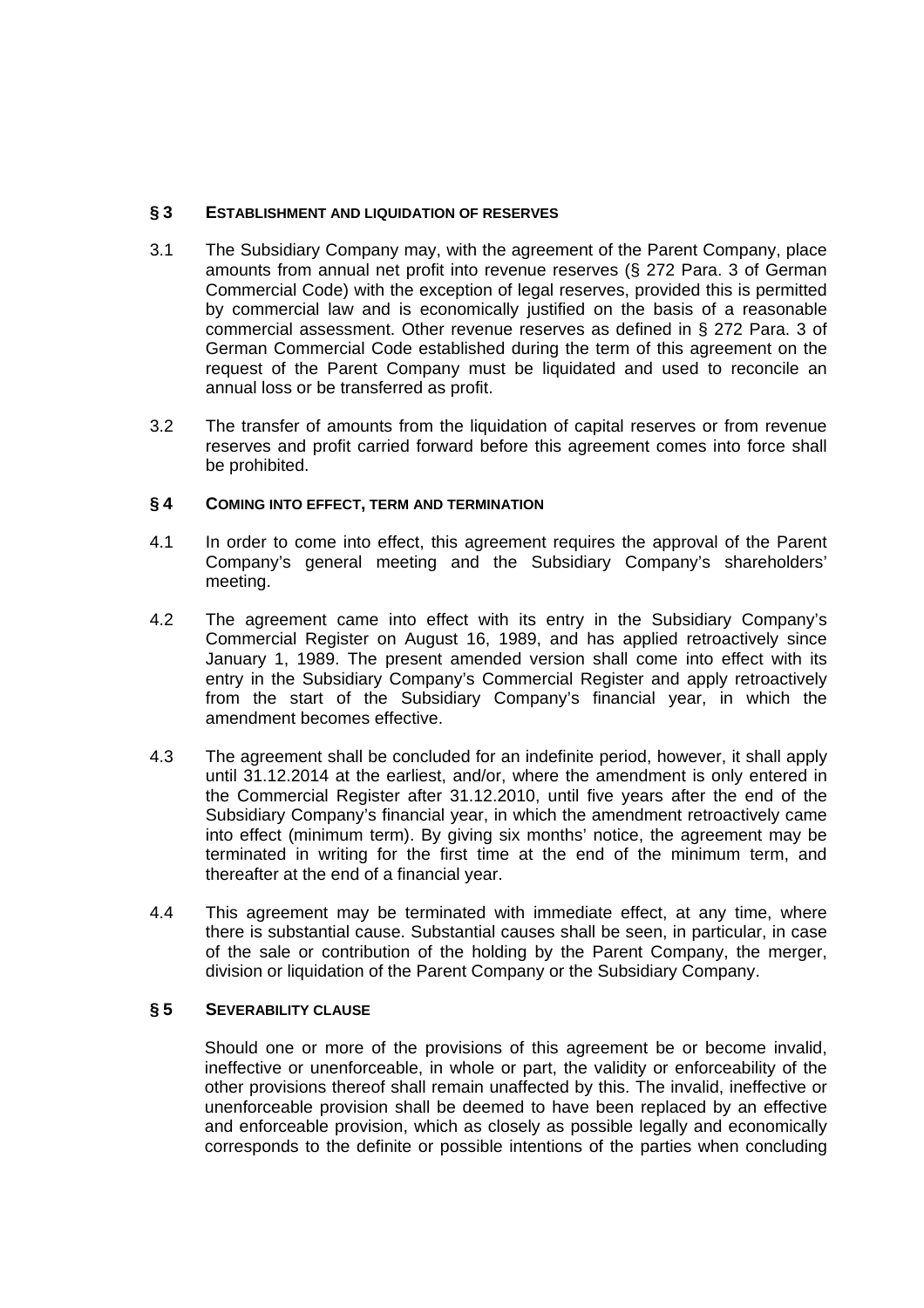## § 3 ESTABLISHMENT AND LIQUIDATION OF RESERVES

3.1 The Subsidiary Company may, with the agreement of the Parent Company, place amounts from annual net profit into revenue reserves (§ 272 Para. 3 of German Commercial Code) with the exception of legal reserves, provided this is permitted by commercial law and is economically justified on the basis of a reasonable commercial assessment. Other revenue reserves as defined in § 272 Para. 3 of German Commercial Code established during the term of this agreement on the request of the Parent Company must be liquidated and used to reconcile an annual loss or be transferred as profit.

3.2 The transfer of amounts from the liquidation of capital reserves or from revenue reserves and profit carried forward before this agreement comes into force shall be prohibited.

## § 4 COMING INTO EFFECT, TERM AND TERMINATION

4.1 In order to come into effect, this agreement requires the approval of the Parent Company's general meeting and the Subsidiary Company's shareholders' meeting.

4.2 The agreement came into effect with its entry in the Subsidiary Company's Commercial Register on August 16, 1989, and has applied retroactively since January 1, 1989. The present amended version shall come into effect with its entry in the Subsidiary Company's Commercial Register and apply retroactively from the start of the Subsidiary Company's financial year, in which the amendment becomes effective.

4.3 The agreement shall be concluded for an indefinite period, however, it shall apply until 31.12.2014 at the earliest, and/or, where the amendment is only entered in the Commercial Register after 31.12.2010, until five years after the end of the Subsidiary Company's financial year, in which the amendment retroactively came into effect (minimum term). By giving six months' notice, the agreement may be terminated in writing for the first time at the end of the minimum term, and thereafter at the end of a financial year.

4.4 This agreement may be terminated with immediate effect, at any time, where there is substantial cause. Substantial causes shall be seen, in particular, in case of the sale or contribution of the holding by the Parent Company, the merger, division or liquidation of the Parent Company or the Subsidiary Company.

## § 5 SEVERABILITY CLAUSE

Should one or more of the provisions of this agreement be or become invalid, ineffective or unenforceable, in whole or part, the validity or enforceability of the other provisions thereof shall remain unaffected by this. The invalid, ineffective or unenforceable provision shall be deemed to have been replaced by an effective and enforceable provision, which as closely as possible legally and economically corresponds to the definite or possible intentions of the parties when concluding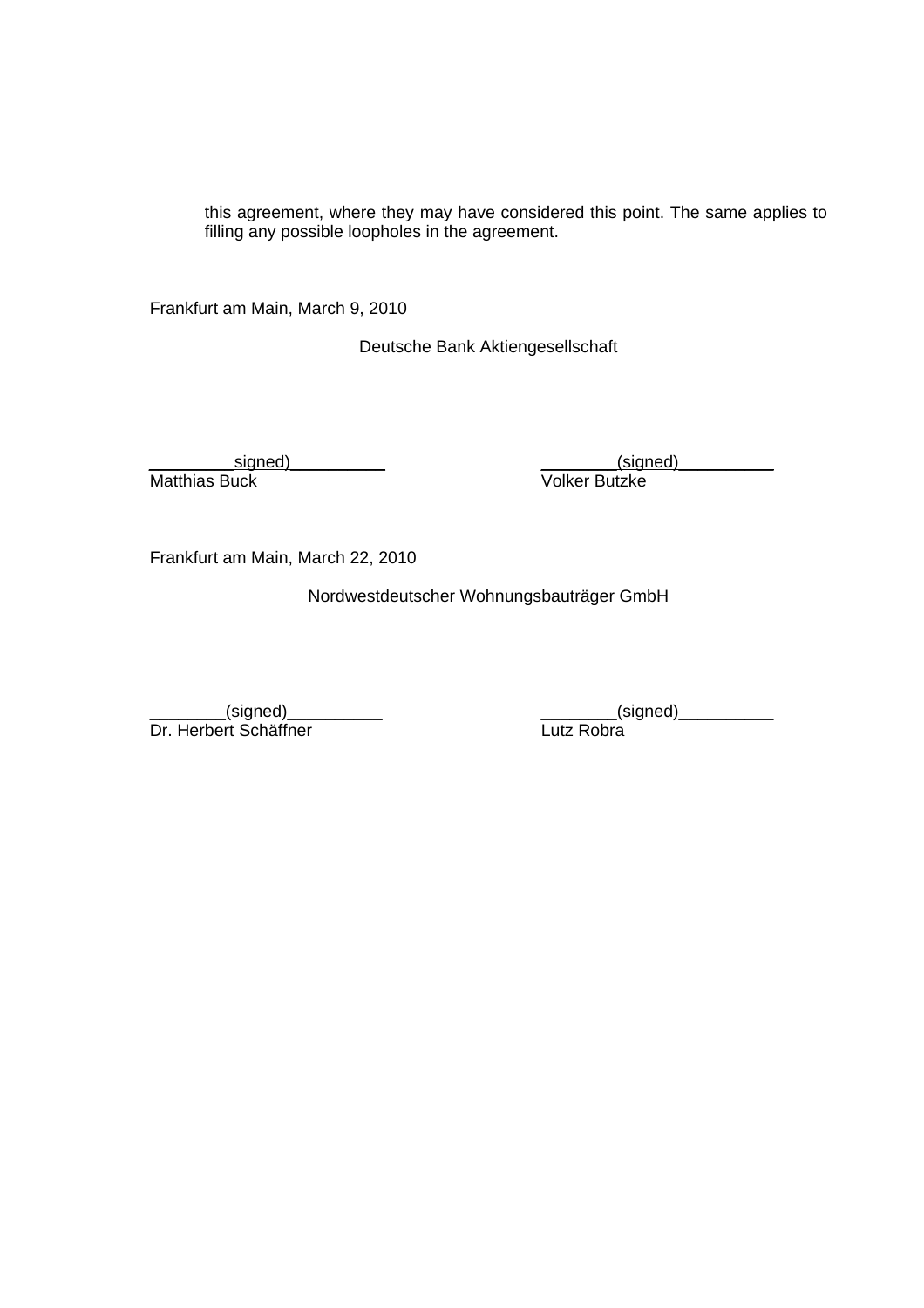this agreement, where they may have considered this point. The same applies to filling any possible loopholes in the agreement.

Frankfurt am Main, March 9, 2010

Deutsche Bank Aktiengesellschaft

| | |
|---|---|
| signed) | (signed) |
| Matthias Buck | Volker Butzke |

Frankfurt am Main, March 22, 2010

Nordwestdeutscher Wohnungsbauträger GmbH

| | |
|---|---|
| (signed) | (signed) |
| Dr. Herbert Schäffner | Lutz Robra |